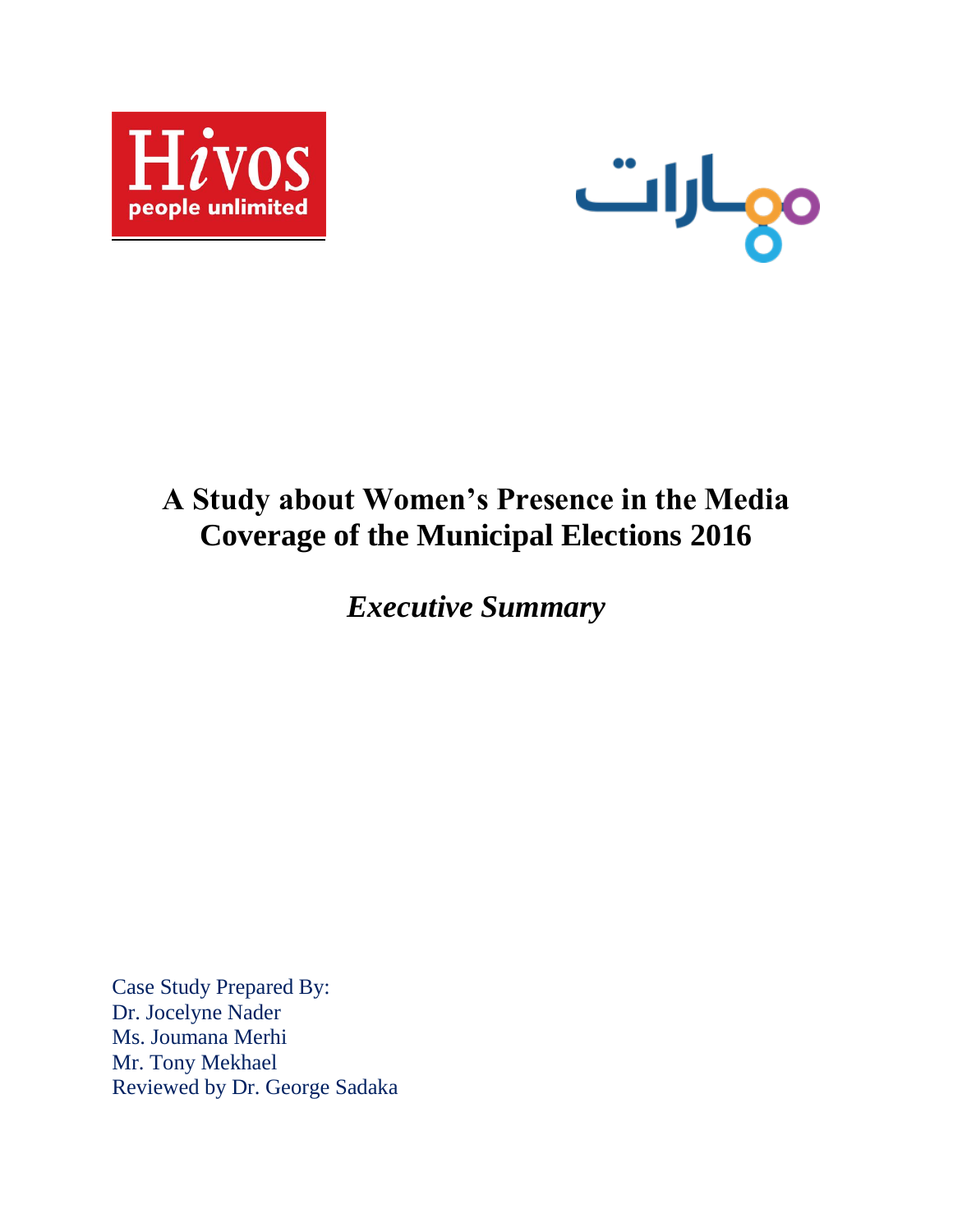Hivos
people unlimited

مهارات

# A Study about Women's Presence in the Media Coverage of the Municipal Elections 2016

## *Executive Summary*

Case Study Prepared By:
Dr. Jocelyne Nader
Ms. Joumana Merhi
Mr. Tony Mekhael
Reviewed by Dr. George Sadaka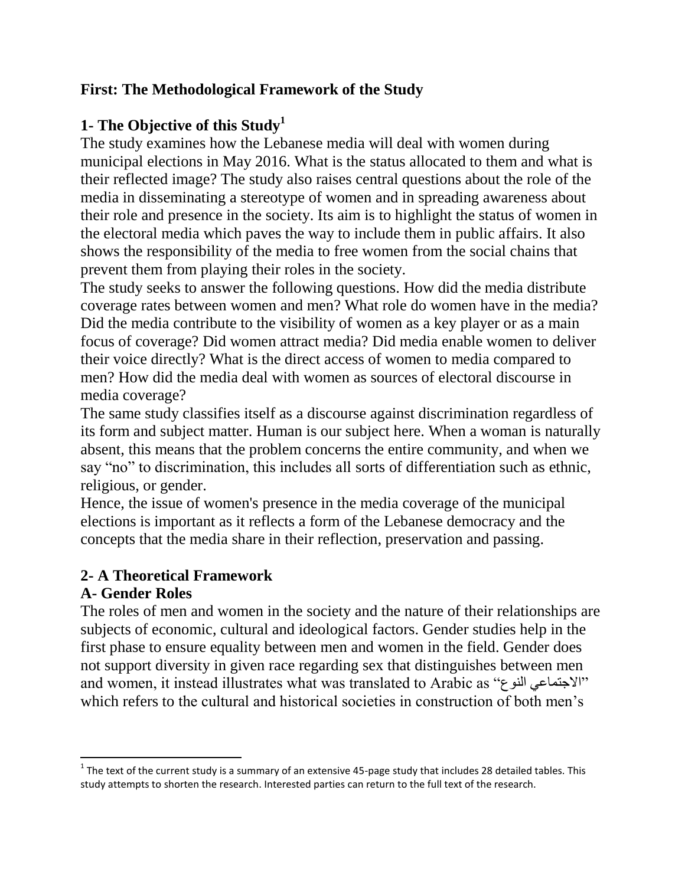## First: The Methodological Framework of the Study

### 1- The Objective of this Study[1]

The study examines how the Lebanese media will deal with women during municipal elections in May 2016. What is the status allocated to them and what is their reflected image? The study also raises central questions about the role of the media in disseminating a stereotype of women and in spreading awareness about their role and presence in the society. Its aim is to highlight the status of women in the electoral media which paves the way to include them in public affairs. It also shows the responsibility of the media to free women from the social chains that prevent them from playing their roles in the society.

The study seeks to answer the following questions. How did the media distribute coverage rates between women and men? What role do women have in the media? Did the media contribute to the visibility of women as a key player or as a main focus of coverage? Did women attract media? Did media enable women to deliver their voice directly? What is the direct access of women to media compared to men? How did the media deal with women as sources of electoral discourse in media coverage?

The same study classifies itself as a discourse against discrimination regardless of its form and subject matter. Human is our subject here. When a woman is naturally absent, this means that the problem concerns the entire community, and when we say "no" to discrimination, this includes all sorts of differentiation such as ethnic, religious, or gender.

Hence, the issue of women's presence in the media coverage of the municipal elections is important as it reflects a form of the Lebanese democracy and the concepts that the media share in their reflection, preservation and passing.

### 2- A Theoretical Framework

#### A- Gender Roles

The roles of men and women in the society and the nature of their relationships are subjects of economic, cultural and ideological factors. Gender studies help in the first phase to ensure equality between men and women in the field. Gender does not support diversity in given race regarding sex that distinguishes between men and women, it instead illustrates what was translated to Arabic as "النوع الاجتماعي" which refers to the cultural and historical societies in construction of both men's

[1] The text of the current study is a summary of an extensive 45-page study that includes 28 detailed tables. This study attempts to shorten the research. Interested parties can return to the full text of the research.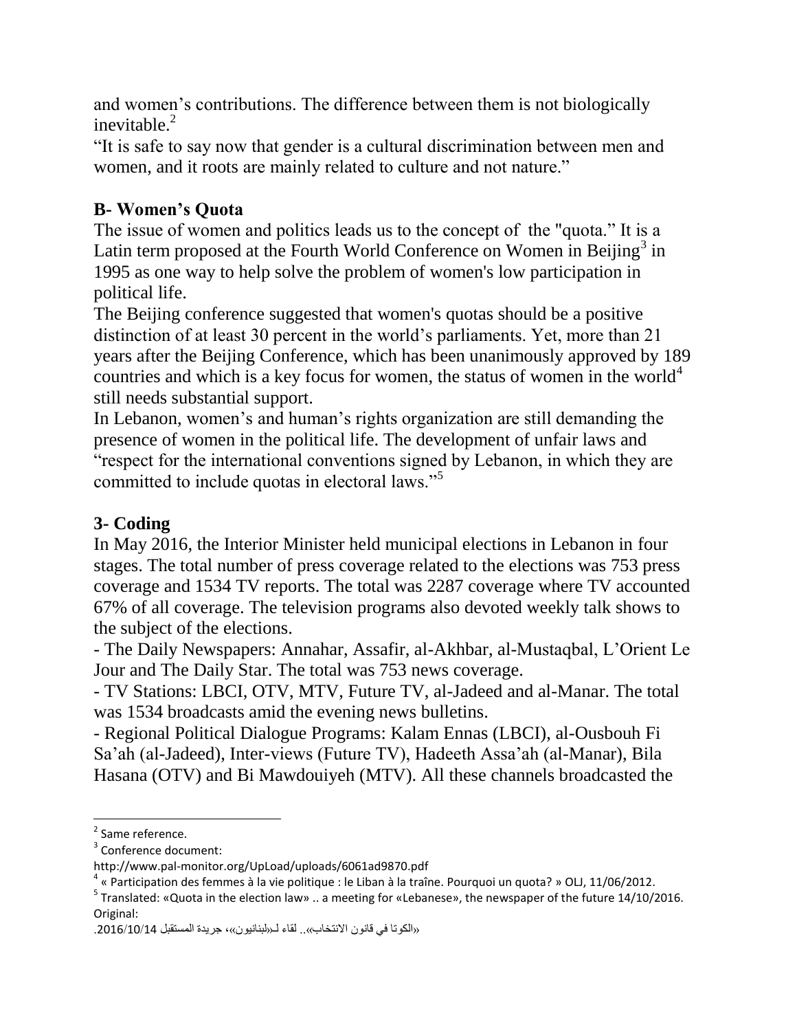and women's contributions. The difference between them is not biologically inevitable.[2]

"It is safe to say now that gender is a cultural discrimination between men and women, and it roots are mainly related to culture and not nature."

### B- Women's Quota

The issue of women and politics leads us to the concept of the "quota." It is a Latin term proposed at the Fourth World Conference on Women in Beijing[3] in 1995 as one way to help solve the problem of women's low participation in political life.

The Beijing conference suggested that women's quotas should be a positive distinction of at least 30 percent in the world's parliaments. Yet, more than 21 years after the Beijing Conference, which has been unanimously approved by 189 countries and which is a key focus for women, the status of women in the world[4] still needs substantial support.

In Lebanon, women's and human's rights organization are still demanding the presence of women in the political life. The development of unfair laws and "respect for the international conventions signed by Lebanon, in which they are committed to include quotas in electoral laws."[5]

## 3- Coding

In May 2016, the Interior Minister held municipal elections in Lebanon in four stages. The total number of press coverage related to the elections was 753 press coverage and 1534 TV reports. The total was 2287 coverage where TV accounted 67% of all coverage. The television programs also devoted weekly talk shows to the subject of the elections.

- The Daily Newspapers: Annahar, Assafir, al-Akhbar, al-Mustaqbal, L'Orient Le Jour and The Daily Star. The total was 753 news coverage.
- TV Stations: LBCI, OTV, MTV, Future TV, al-Jadeed and al-Manar. The total was 1534 broadcasts amid the evening news bulletins.
- Regional Political Dialogue Programs: Kalam Ennas (LBCI), al-Ousbouh Fi Sa'ah (al-Jadeed), Inter-views (Future TV), Hadeeth Assa'ah (al-Manar), Bila Hasana (OTV) and Bi Mawdouiyeh (MTV). All these channels broadcasted the

---

[2] Same reference.

[3] Conference document: http://www.pal-monitor.org/UpLoad/uploads/6061ad9870.pdf

[4] « Participation des femmes à la vie politique : le Liban à la traîne. Pourquoi un quota? » OLJ, 11/06/2012.

[5] Translated: «Quota in the election law» .. a meeting for «Lebanese», the newspaper of the future 14/10/2016. Original:

«الكوتا في قانون الانتخاب».. لقاء لـ«لبنانيون»، جريدة المستقبل 2016/10/14.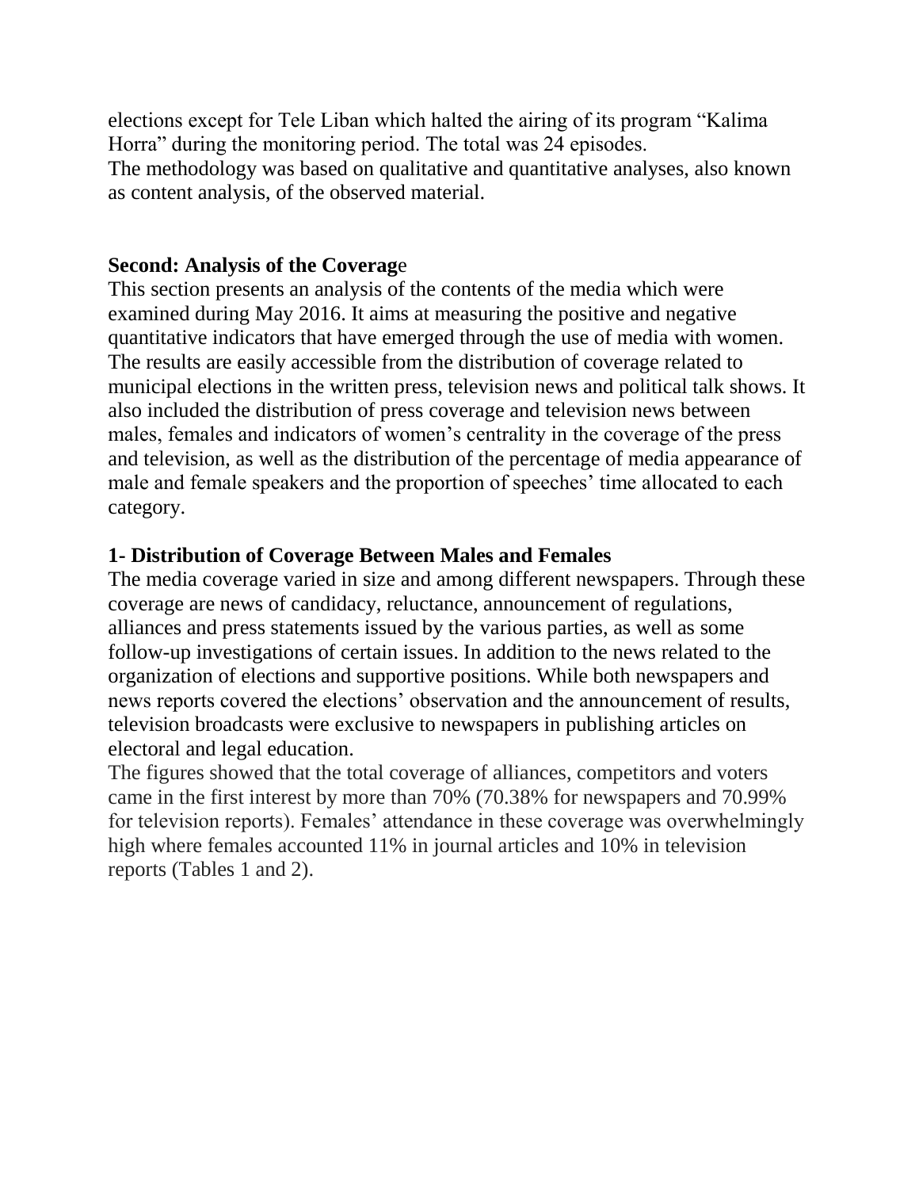elections except for Tele Liban which halted the airing of its program "Kalima Horra" during the monitoring period. The total was 24 episodes.
The methodology was based on qualitative and quantitative analyses, also known as content analysis, of the observed material.

## Second: Analysis of the Coverage

This section presents an analysis of the contents of the media which were examined during May 2016. It aims at measuring the positive and negative quantitative indicators that have emerged through the use of media with women. The results are easily accessible from the distribution of coverage related to municipal elections in the written press, television news and political talk shows. It also included the distribution of press coverage and television news between males, females and indicators of women's centrality in the coverage of the press and television, as well as the distribution of the percentage of media appearance of male and female speakers and the proportion of speeches' time allocated to each category.

### 1- Distribution of Coverage Between Males and Females

The media coverage varied in size and among different newspapers. Through these coverage are news of candidacy, reluctance, announcement of regulations, alliances and press statements issued by the various parties, as well as some follow-up investigations of certain issues. In addition to the news related to the organization of elections and supportive positions. While both newspapers and news reports covered the elections' observation and the announcement of results, television broadcasts were exclusive to newspapers in publishing articles on electoral and legal education.
The figures showed that the total coverage of alliances, competitors and voters came in the first interest by more than 70% (70.38% for newspapers and 70.99% for television reports). Females' attendance in these coverage was overwhelmingly high where females accounted 11% in journal articles and 10% in television reports (Tables 1 and 2).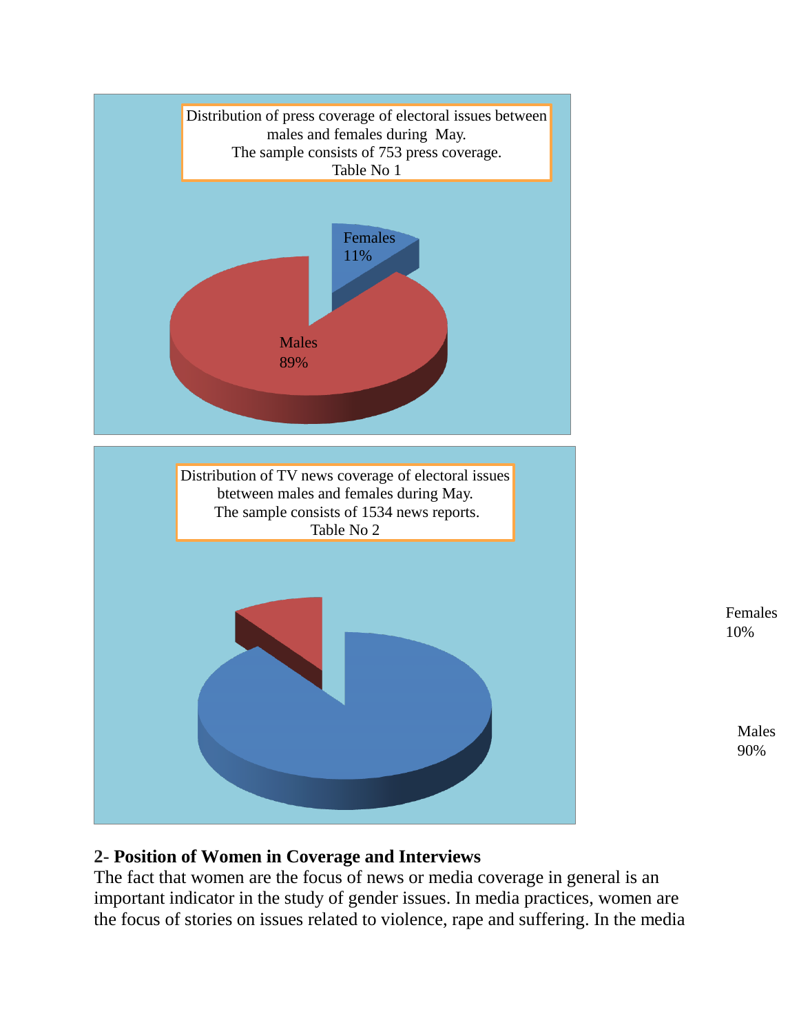Distribution of press coverage of electoral issues between males and females during May.
The sample consists of 753 press coverage.
Table No 1

Females 11%

Males 89%

Distribution of TV news coverage of electoral issues btetween males and females during May.
The sample consists of 1534 news reports.
Table No 2

Females 10%

Males 90%

## 2- Position of Women in Coverage and Interviews

The fact that women are the focus of news or media coverage in general is an important indicator in the study of gender issues. In media practices, women are the focus of stories on issues related to violence, rape and suffering. In the media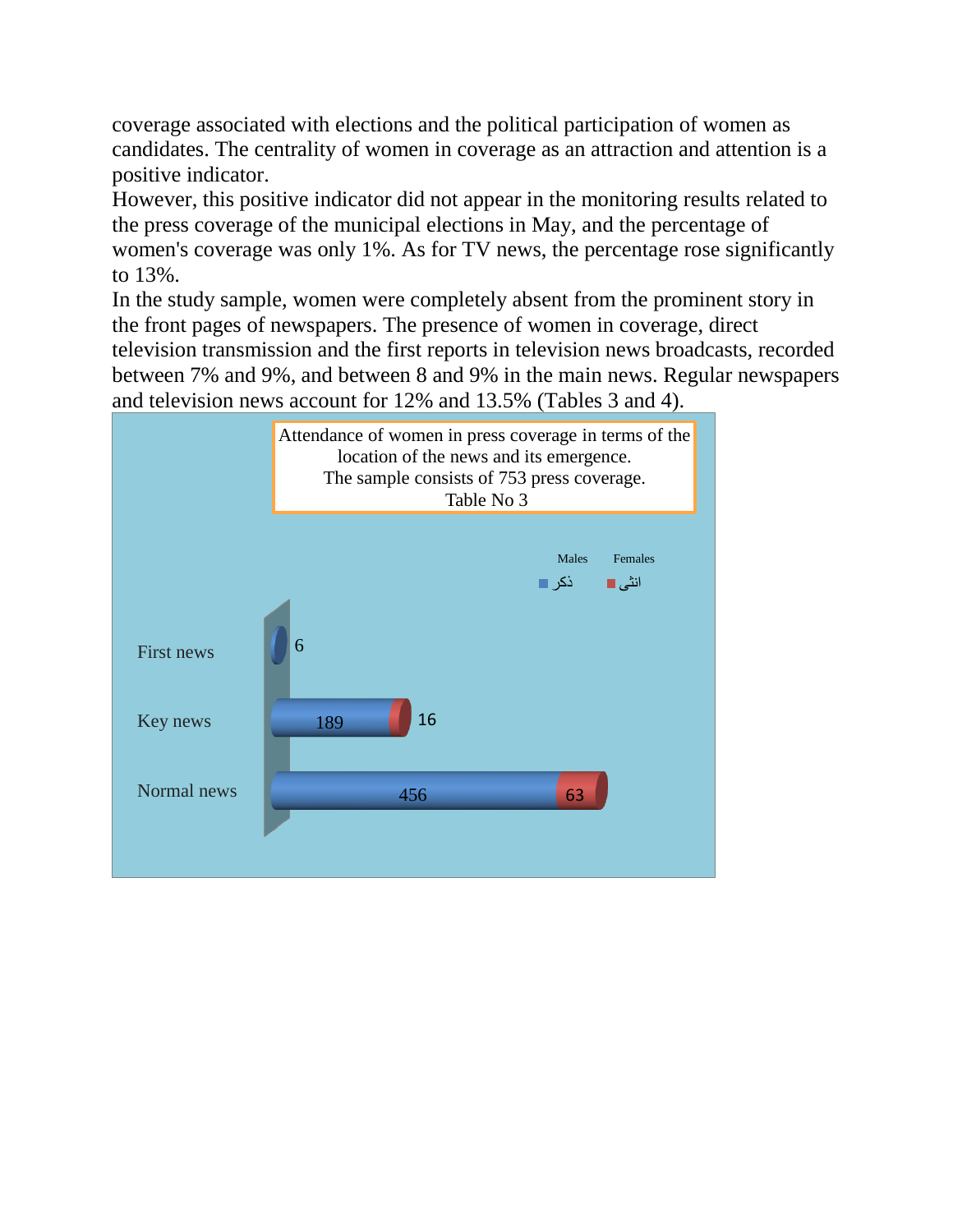coverage associated with elections and the political participation of women as candidates. The centrality of women in coverage as an attraction and attention is a positive indicator.

However, this positive indicator did not appear in the monitoring results related to the press coverage of the municipal elections in May, and the percentage of women's coverage was only 1%. As for TV news, the percentage rose significantly to 13%.

In the study sample, women were completely absent from the prominent story in the front pages of newspapers. The presence of women in coverage, direct television transmission and the first reports in television news broadcasts, recorded between 7% and 9%, and between 8 and 9% in the main news. Regular newspapers and television news account for 12% and 13.5% (Tables 3 and 4).

Attendance of women in press coverage in terms of the location of the news and its emergence.
The sample consists of 753 press coverage.
Table No 3

| | Males (ذكر) | Females (انثى) |
|---|---|---|
| First news | 6 | |
| Key news | 189 | 16 |
| Normal news | 456 | 63 |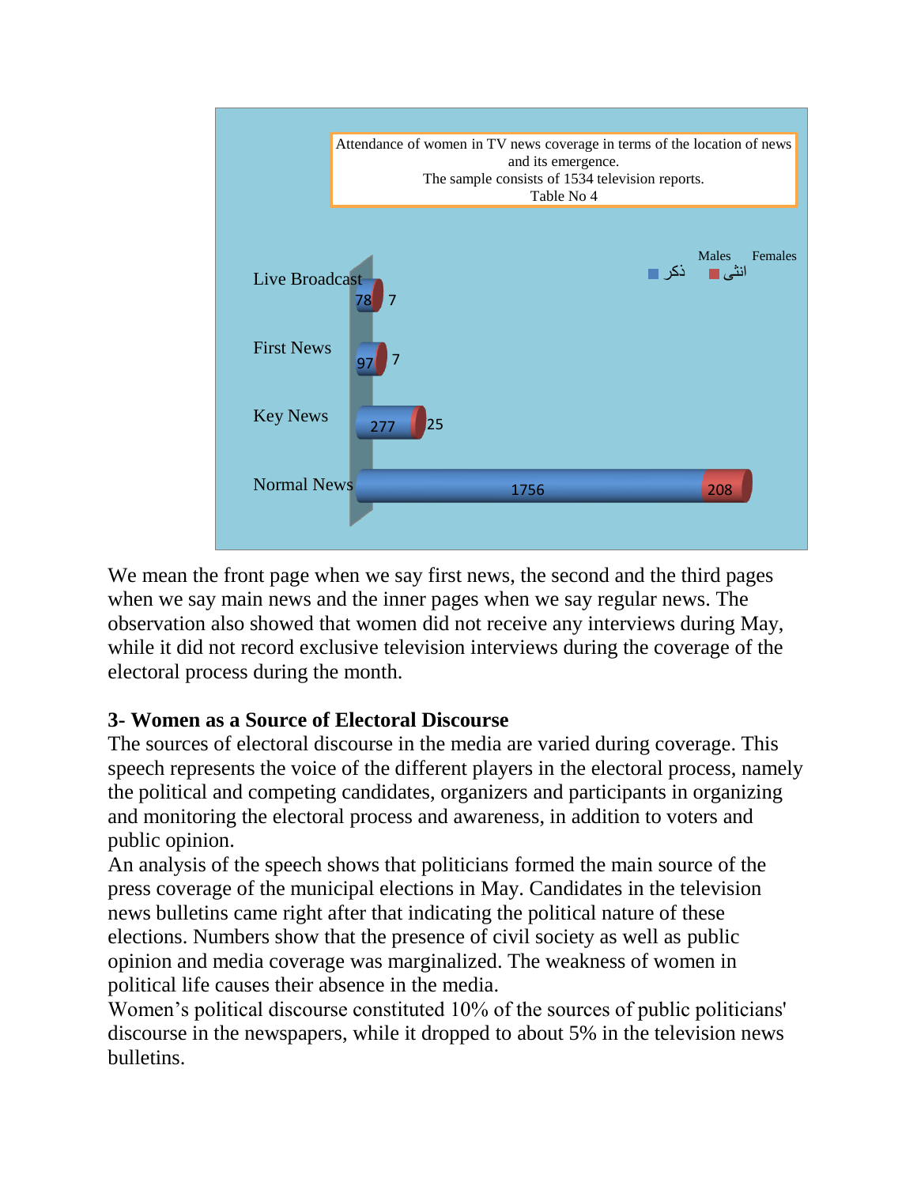Attendance of women in TV news coverage in terms of the location of news and its emergence.
The sample consists of 1534 television reports.
Table No 4

| | Males ذكر | Females انثى |
|---|---|---|
| Live Broadcast | 78 | 7 |
| First News | 97 | 7 |
| Key News | 277 | 25 |
| Normal News | 1756 | 208 |

We mean the front page when we say first news, the second and the third pages when we say main news and the inner pages when we say regular news. The observation also showed that women did not receive any interviews during May, while it did not record exclusive television interviews during the coverage of the electoral process during the month.

### 3- Women as a Source of Electoral Discourse

The sources of electoral discourse in the media are varied during coverage. This speech represents the voice of the different players in the electoral process, namely the political and competing candidates, organizers and participants in organizing and monitoring the electoral process and awareness, in addition to voters and public opinion.

An analysis of the speech shows that politicians formed the main source of the press coverage of the municipal elections in May. Candidates in the television news bulletins came right after that indicating the political nature of these elections. Numbers show that the presence of civil society as well as public opinion and media coverage was marginalized. The weakness of women in political life causes their absence in the media.

Women's political discourse constituted 10% of the sources of public politicians' discourse in the newspapers, while it dropped to about 5% in the television news bulletins.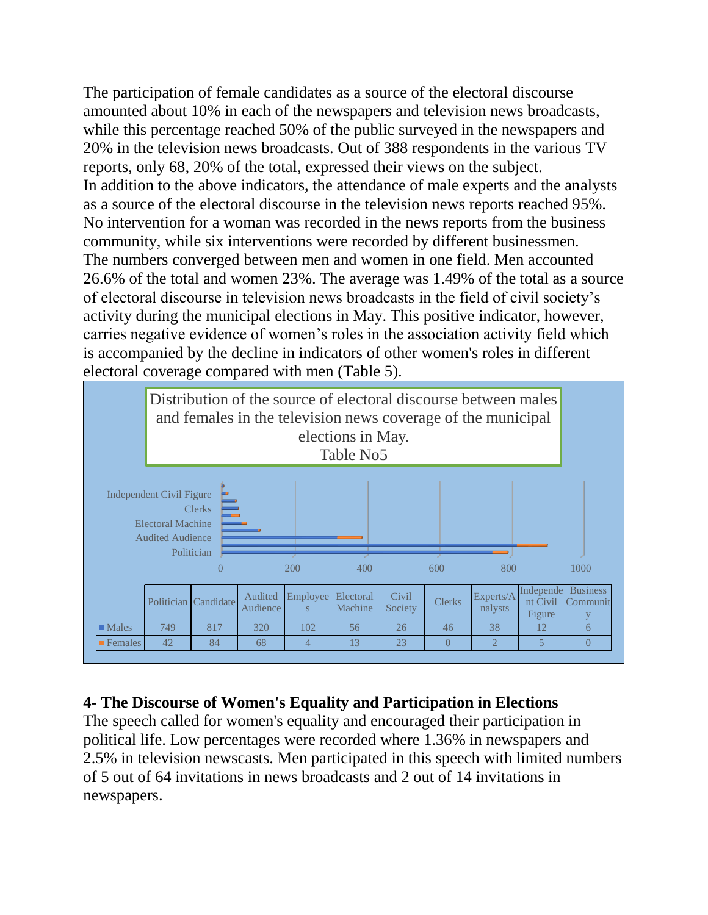The participation of female candidates as a source of the electoral discourse amounted about 10% in each of the newspapers and television news broadcasts, while this percentage reached 50% of the public surveyed in the newspapers and 20% in the television news broadcasts. Out of 388 respondents in the various TV reports, only 68, 20% of the total, expressed their views on the subject.
In addition to the above indicators, the attendance of male experts and the analysts as a source of the electoral discourse in the television news reports reached 95%. No intervention for a woman was recorded in the news reports from the business community, while six interventions were recorded by different businessmen.
The numbers converged between men and women in one field. Men accounted 26.6% of the total and women 23%. The average was 1.49% of the total as a source of electoral discourse in television news broadcasts in the field of civil society's activity during the municipal elections in May. This positive indicator, however, carries negative evidence of women's roles in the association activity field which is accompanied by the decline in indicators of other women's roles in different electoral coverage compared with men (Table 5).

Distribution of the source of electoral discourse between males and females in the television news coverage of the municipal elections in May.
Table No5

| | Politician | Candidate | Audited Audience | Employees | Electoral Machine | Civil Society | Clerks | Experts/Analysts | Independent Civil Figure | Business Community |
|---|---|---|---|---|---|---|---|---|---|---|
| Males | 749 | 817 | 320 | 102 | 56 | 26 | 46 | 38 | 12 | 6 |
| Females | 42 | 84 | 68 | 4 | 13 | 23 | 0 | 2 | 5 | 0 |

### 4- The Discourse of Women's Equality and Participation in Elections

The speech called for women's equality and encouraged their participation in political life. Low percentages were recorded where 1.36% in newspapers and 2.5% in television newscasts. Men participated in this speech with limited numbers of 5 out of 64 invitations in news broadcasts and 2 out of 14 invitations in newspapers.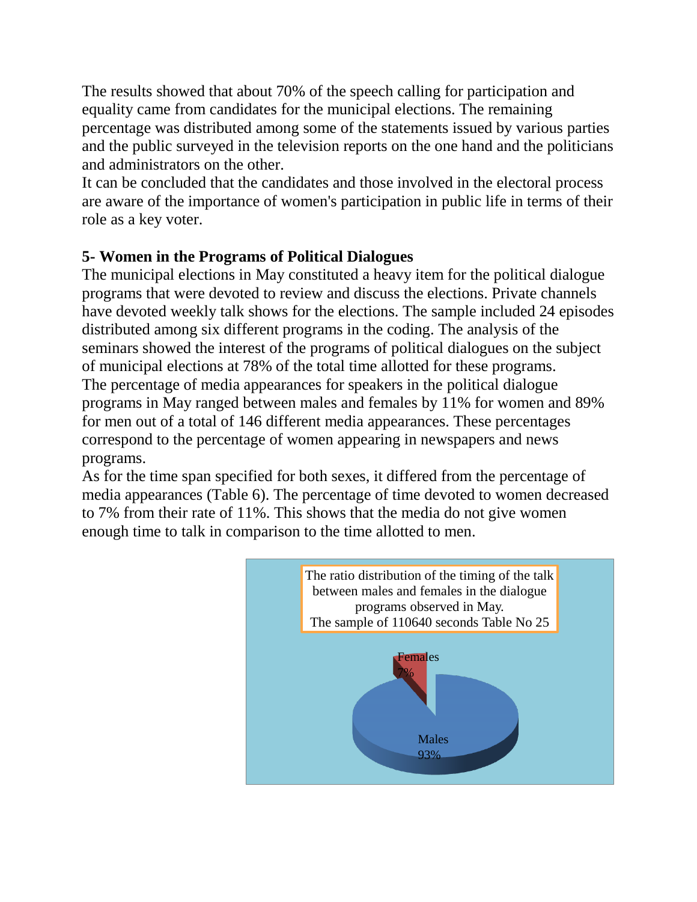The results showed that about 70% of the speech calling for participation and equality came from candidates for the municipal elections. The remaining percentage was distributed among some of the statements issued by various parties and the public surveyed in the television reports on the one hand and the politicians and administrators on the other.

It can be concluded that the candidates and those involved in the electoral process are aware of the importance of women's participation in public life in terms of their role as a key voter.

## 5- Women in the Programs of Political Dialogues

The municipal elections in May constituted a heavy item for the political dialogue programs that were devoted to review and discuss the elections. Private channels have devoted weekly talk shows for the elections. The sample included 24 episodes distributed among six different programs in the coding. The analysis of the seminars showed the interest of the programs of political dialogues on the subject of municipal elections at 78% of the total time allotted for these programs.

The percentage of media appearances for speakers in the political dialogue programs in May ranged between males and females by 11% for women and 89% for men out of a total of 146 different media appearances. These percentages correspond to the percentage of women appearing in newspapers and news programs.

As for the time span specified for both sexes, it differed from the percentage of media appearances (Table 6). The percentage of time devoted to women decreased to 7% from their rate of 11%. This shows that the media do not give women enough time to talk in comparison to the time allotted to men.

The ratio distribution of the timing of the talk between males and females in the dialogue programs observed in May.
The sample of 110640 seconds Table No 25

Females 7%

Males 93%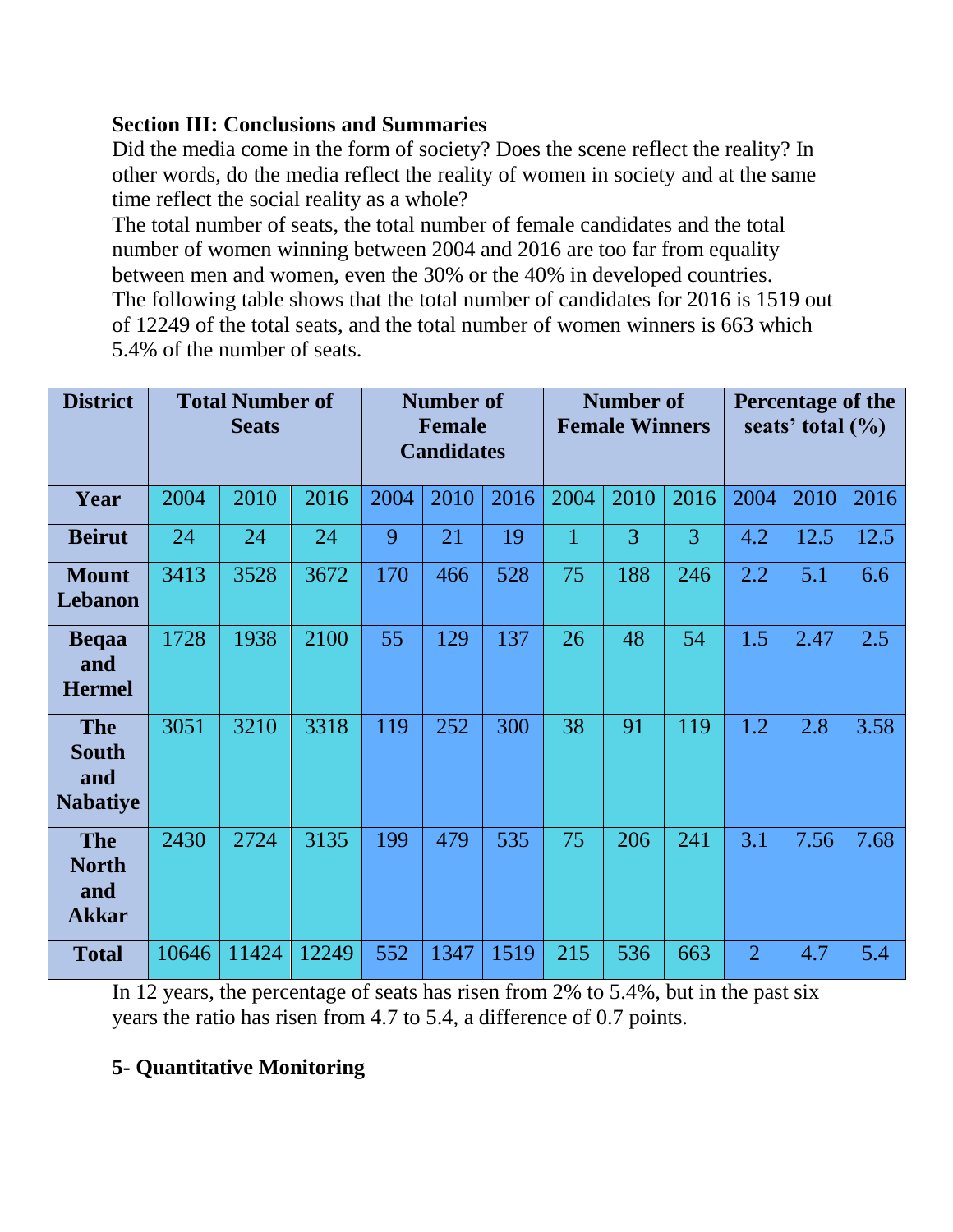**Section III: Conclusions and Summaries**

Did the media come in the form of society? Does the scene reflect the reality? In other words, do the media reflect the reality of women in society and at the same time reflect the social reality as a whole?

The total number of seats, the total number of female candidates and the total number of women winning between 2004 and 2016 are too far from equality between men and women, even the 30% or the 40% in developed countries.

The following table shows that the total number of candidates for 2016 is 1519 out of 12249 of the total seats, and the total number of women winners is 663 which 5.4% of the number of seats.

| District | Total Number of Seats | | | Number of Female Candidates | | | Number of Female Winners | | | Percentage of the seats' total (%) | | |
|---|---|---|---|---|---|---|---|---|---|---|---|---|
| **Year** | 2004 | 2010 | 2016 | 2004 | 2010 | 2016 | 2004 | 2010 | 2016 | 2004 | 2010 | 2016 |
| **Beirut** | 24 | 24 | 24 | 9 | 21 | 19 | 1 | 3 | 3 | 4.2 | 12.5 | 12.5 |
| **Mount Lebanon** | 3413 | 3528 | 3672 | 170 | 466 | 528 | 75 | 188 | 246 | 2.2 | 5.1 | 6.6 |
| **Beqaa and Hermel** | 1728 | 1938 | 2100 | 55 | 129 | 137 | 26 | 48 | 54 | 1.5 | 2.47 | 2.5 |
| **The South and Nabatiye** | 3051 | 3210 | 3318 | 119 | 252 | 300 | 38 | 91 | 119 | 1.2 | 2.8 | 3.58 |
| **The North and Akkar** | 2430 | 2724 | 3135 | 199 | 479 | 535 | 75 | 206 | 241 | 3.1 | 7.56 | 7.68 |
| **Total** | 10646 | 11424 | 12249 | 552 | 1347 | 1519 | 215 | 536 | 663 | 2 | 4.7 | 5.4 |

In 12 years, the percentage of seats has risen from 2% to 5.4%, but in the past six years the ratio has risen from 4.7 to 5.4, a difference of 0.7 points.

**5- Quantitative Monitoring**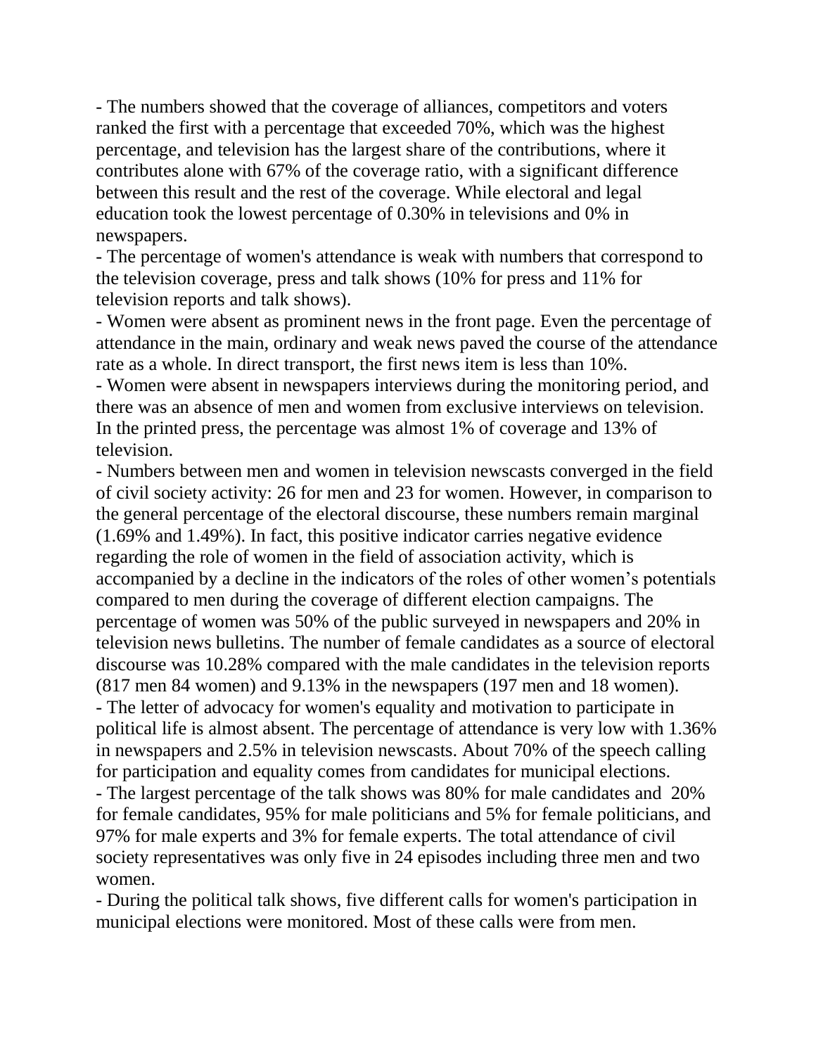- The numbers showed that the coverage of alliances, competitors and voters ranked the first with a percentage that exceeded 70%, which was the highest percentage, and television has the largest share of the contributions, where it contributes alone with 67% of the coverage ratio, with a significant difference between this result and the rest of the coverage. While electoral and legal education took the lowest percentage of 0.30% in televisions and 0% in newspapers.
- The percentage of women's attendance is weak with numbers that correspond to the television coverage, press and talk shows (10% for press and 11% for television reports and talk shows).
- Women were absent as prominent news in the front page. Even the percentage of attendance in the main, ordinary and weak news paved the course of the attendance rate as a whole. In direct transport, the first news item is less than 10%.
- Women were absent in newspapers interviews during the monitoring period, and there was an absence of men and women from exclusive interviews on television. In the printed press, the percentage was almost 1% of coverage and 13% of television.
- Numbers between men and women in television newscasts converged in the field of civil society activity: 26 for men and 23 for women. However, in comparison to the general percentage of the electoral discourse, these numbers remain marginal (1.69% and 1.49%). In fact, this positive indicator carries negative evidence regarding the role of women in the field of association activity, which is accompanied by a decline in the indicators of the roles of other women's potentials compared to men during the coverage of different election campaigns. The percentage of women was 50% of the public surveyed in newspapers and 20% in television news bulletins. The number of female candidates as a source of electoral discourse was 10.28% compared with the male candidates in the television reports (817 men 84 women) and 9.13% in the newspapers (197 men and 18 women).
- The letter of advocacy for women's equality and motivation to participate in political life is almost absent. The percentage of attendance is very low with 1.36% in newspapers and 2.5% in television newscasts. About 70% of the speech calling for participation and equality comes from candidates for municipal elections.
- The largest percentage of the talk shows was 80% for male candidates and 20% for female candidates, 95% for male politicians and 5% for female politicians, and 97% for male experts and 3% for female experts. The total attendance of civil society representatives was only five in 24 episodes including three men and two women.
- During the political talk shows, five different calls for women's participation in municipal elections were monitored. Most of these calls were from men.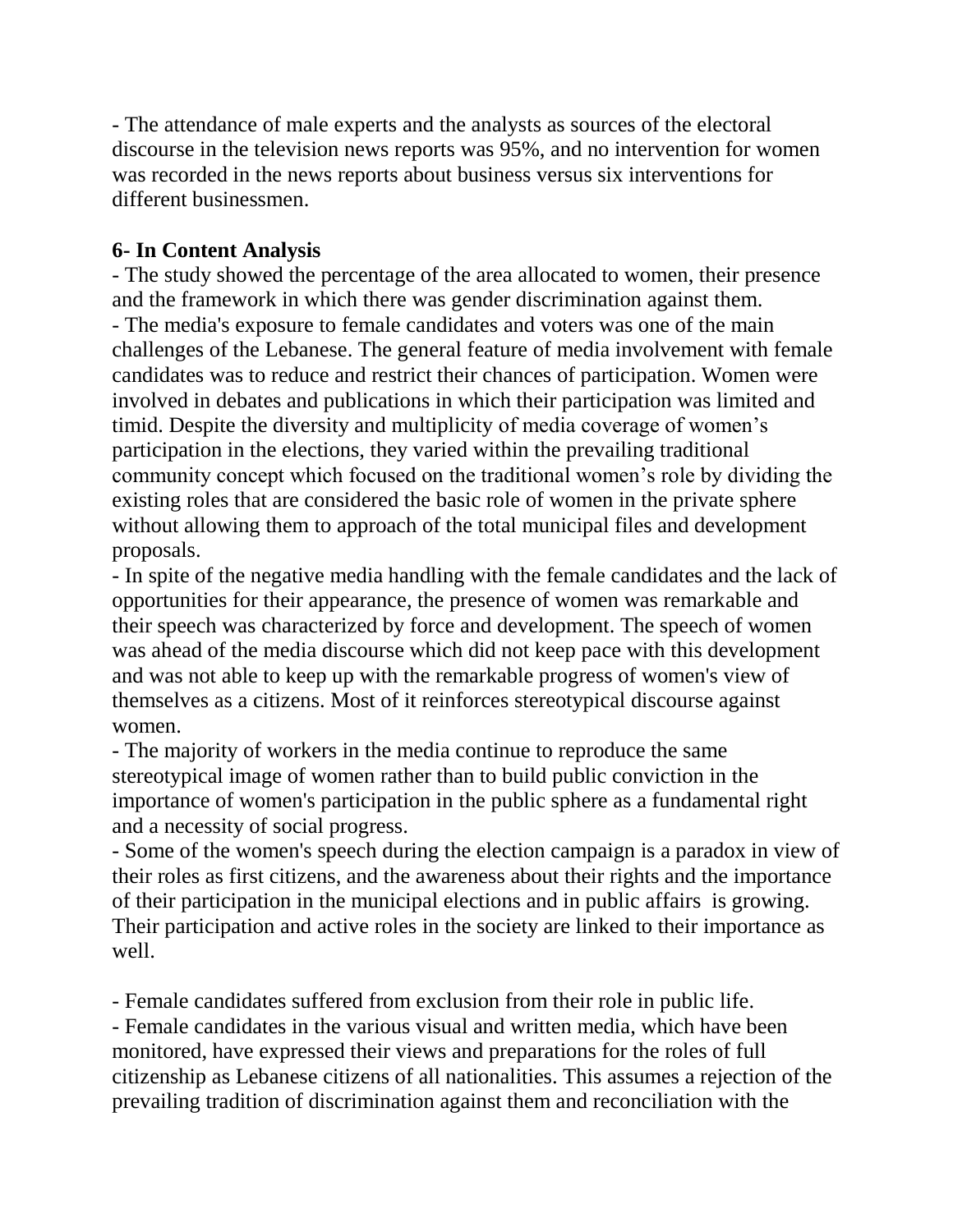- The attendance of male experts and the analysts as sources of the electoral discourse in the television news reports was 95%, and no intervention for women was recorded in the news reports about business versus six interventions for different businessmen.

**6- In Content Analysis**

- The study showed the percentage of the area allocated to women, their presence and the framework in which there was gender discrimination against them.
- The media's exposure to female candidates and voters was one of the main challenges of the Lebanese. The general feature of media involvement with female candidates was to reduce and restrict their chances of participation. Women were involved in debates and publications in which their participation was limited and timid. Despite the diversity and multiplicity of media coverage of women's participation in the elections, they varied within the prevailing traditional community concept which focused on the traditional women's role by dividing the existing roles that are considered the basic role of women in the private sphere without allowing them to approach of the total municipal files and development proposals.
- In spite of the negative media handling with the female candidates and the lack of opportunities for their appearance, the presence of women was remarkable and their speech was characterized by force and development. The speech of women was ahead of the media discourse which did not keep pace with this development and was not able to keep up with the remarkable progress of women's view of themselves as a citizens. Most of it reinforces stereotypical discourse against women.
- The majority of workers in the media continue to reproduce the same stereotypical image of women rather than to build public conviction in the importance of women's participation in the public sphere as a fundamental right and a necessity of social progress.
- Some of the women's speech during the election campaign is a paradox in view of their roles as first citizens, and the awareness about their rights and the importance of their participation in the municipal elections and in public affairs is growing. Their participation and active roles in the society are linked to their importance as well.

- Female candidates suffered from exclusion from their role in public life.
- Female candidates in the various visual and written media, which have been monitored, have expressed their views and preparations for the roles of full citizenship as Lebanese citizens of all nationalities. This assumes a rejection of the prevailing tradition of discrimination against them and reconciliation with the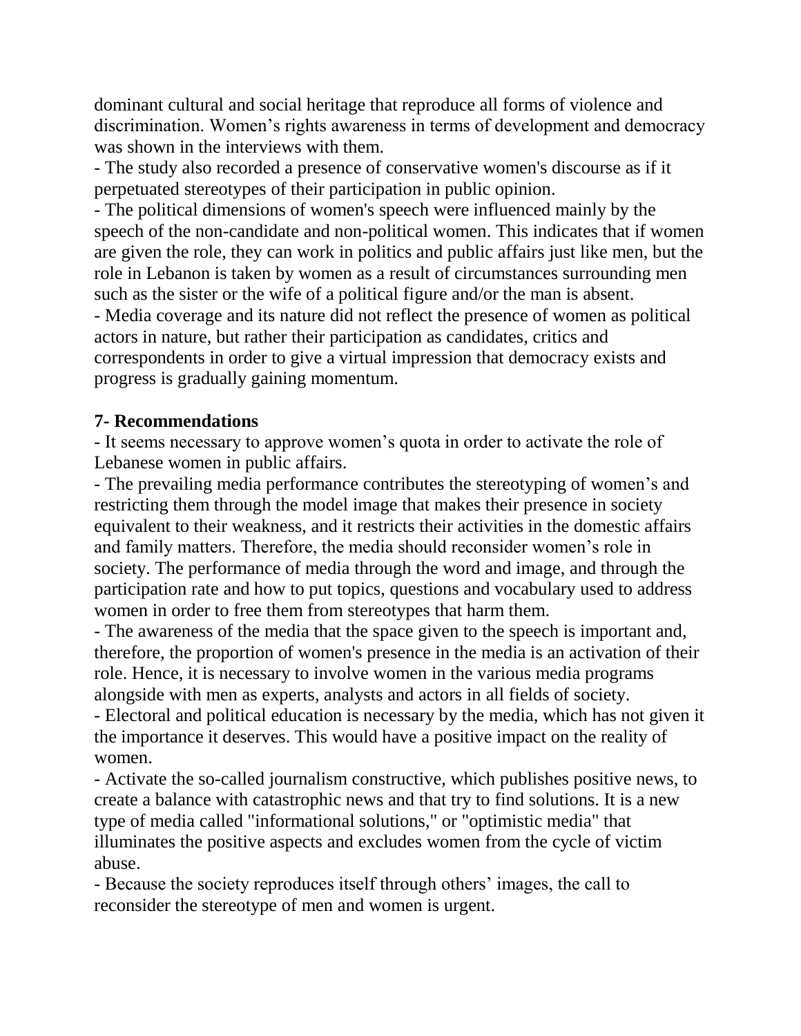dominant cultural and social heritage that reproduce all forms of violence and discrimination. Women's rights awareness in terms of development and democracy was shown in the interviews with them.

- The study also recorded a presence of conservative women's discourse as if it perpetuated stereotypes of their participation in public opinion.
- The political dimensions of women's speech were influenced mainly by the speech of the non-candidate and non-political women. This indicates that if women are given the role, they can work in politics and public affairs just like men, but the role in Lebanon is taken by women as a result of circumstances surrounding men such as the sister or the wife of a political figure and/or the man is absent.
- Media coverage and its nature did not reflect the presence of women as political actors in nature, but rather their participation as candidates, critics and correspondents in order to give a virtual impression that democracy exists and progress is gradually gaining momentum.

## 7- Recommendations

- It seems necessary to approve women's quota in order to activate the role of Lebanese women in public affairs.
- The prevailing media performance contributes the stereotyping of women's and restricting them through the model image that makes their presence in society equivalent to their weakness, and it restricts their activities in the domestic affairs and family matters. Therefore, the media should reconsider women's role in society. The performance of media through the word and image, and through the participation rate and how to put topics, questions and vocabulary used to address women in order to free them from stereotypes that harm them.
- The awareness of the media that the space given to the speech is important and, therefore, the proportion of women's presence in the media is an activation of their role. Hence, it is necessary to involve women in the various media programs alongside with men as experts, analysts and actors in all fields of society.
- Electoral and political education is necessary by the media, which has not given it the importance it deserves. This would have a positive impact on the reality of women.
- Activate the so-called journalism constructive, which publishes positive news, to create a balance with catastrophic news and that try to find solutions. It is a new type of media called "informational solutions," or "optimistic media" that illuminates the positive aspects and excludes women from the cycle of victim abuse.
- Because the society reproduces itself through others' images, the call to reconsider the stereotype of men and women is urgent.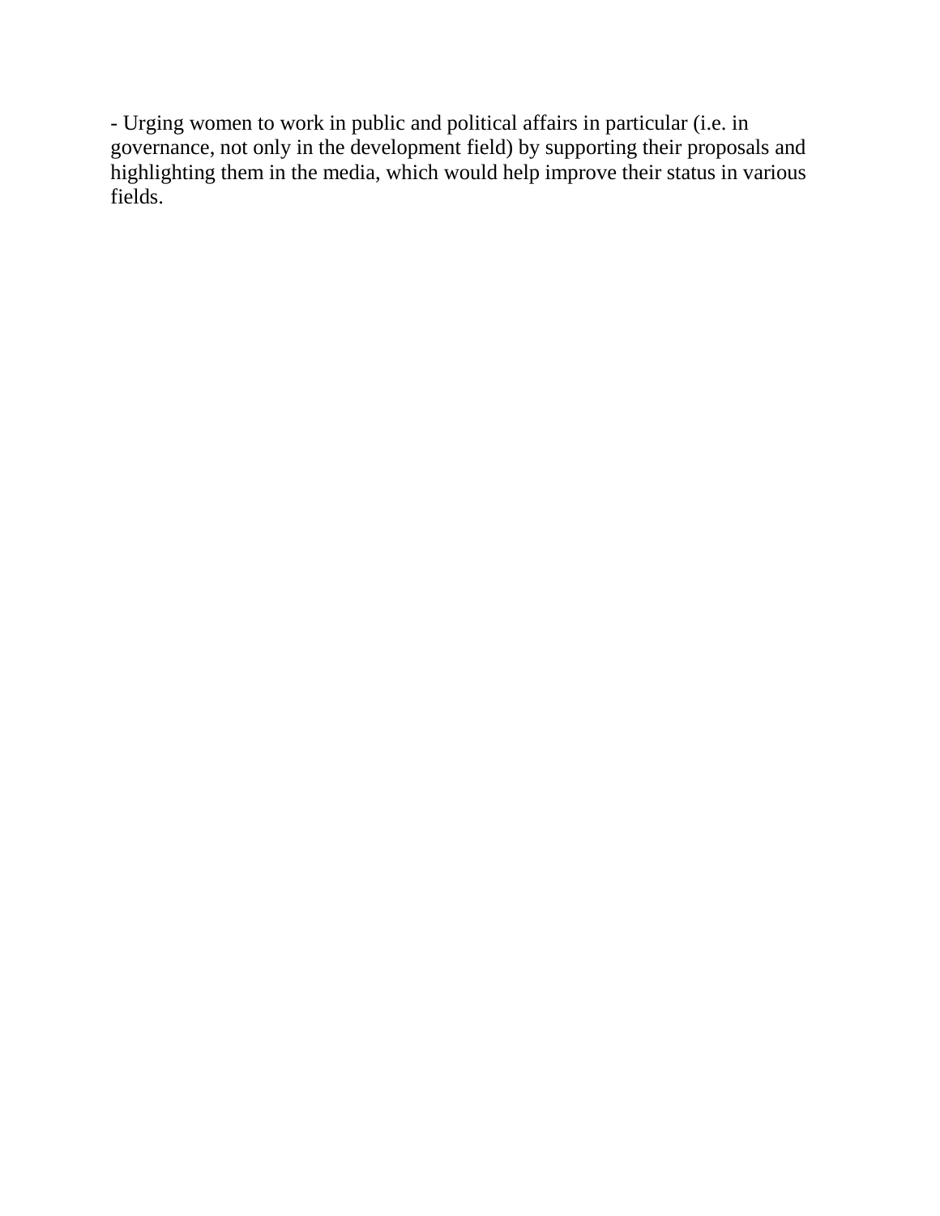- Urging women to work in public and political affairs in particular (i.e. in governance, not only in the development field) by supporting their proposals and highlighting them in the media, which would help improve their status in various fields.